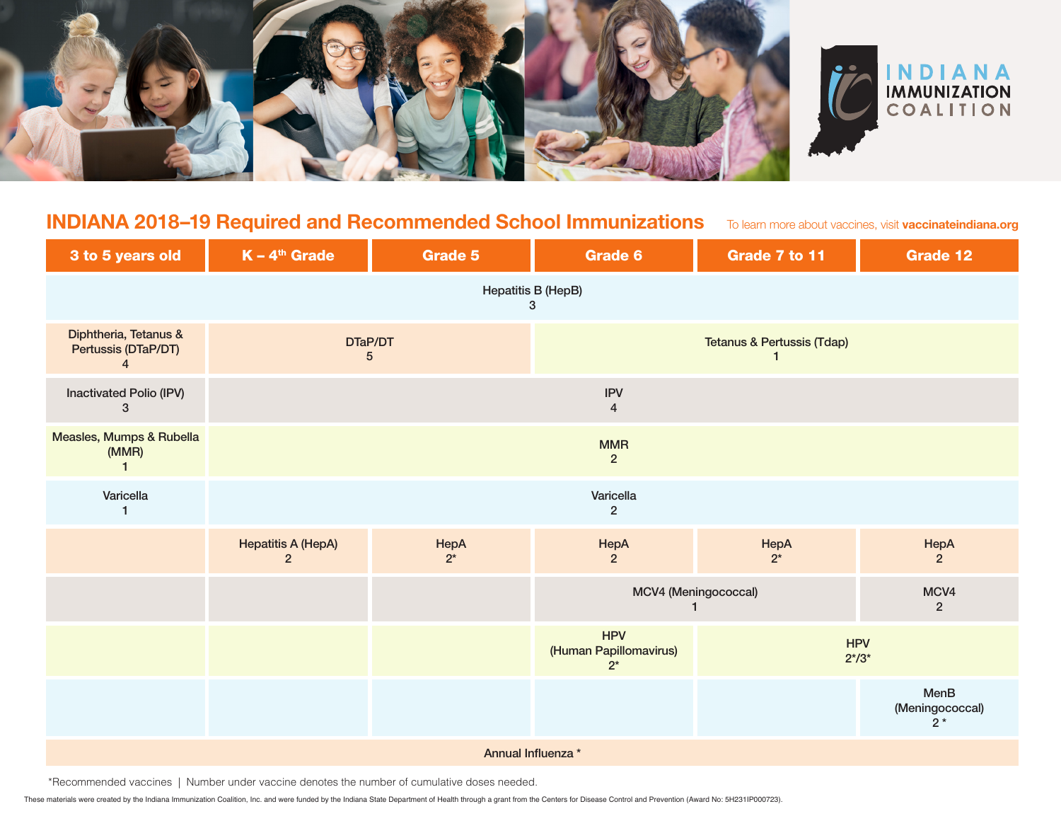INDIANA IMMUNIZATION COALITION

## INDIANA 2018–19 Required and Recommended School Immunizations

To learn more about vaccines, visit **vaccinateindiana.org**

| 3 to 5 years old | K – 4th Grade | Grade 5 | Grade 6 | Grade 7 to 11 | Grade 12 |
|---|---|---|---|---|---|
| Hepatitis B (HepB) 3 | | | | | |
| Diphtheria, Tetanus & Pertussis (DTaP/DT) 4 | DTaP/DT 5 | | Tetanus & Pertussis (Tdap) 1 | | |
| Inactivated Polio (IPV) 3 | IPV 4 | | | | |
| Measles, Mumps & Rubella (MMR) 1 | MMR 2 | | | | |
| Varicella 1 | Varicella 2 | | | | |
| | Hepatitis A (HepA) 2 | HepA 2* | HepA 2 | HepA 2* | HepA 2 |
| | | | MCV4 (Meningococcal) 1 | | MCV4 2 |
| | | | HPV (Human Papillomavirus) 2* | HPV 2*/3* | |
| | | | | | MenB (Meningococcal) 2 * |
| Annual Influenza * | | | | | |

*Recommended vaccines | Number under vaccine denotes the number of cumulative doses needed.

These materials were created by the Indiana Immunization Coalition, Inc. and were funded by the Indiana State Department of Health through a grant from the Centers for Disease Control and Prevention (Award No: 5H231IP000723).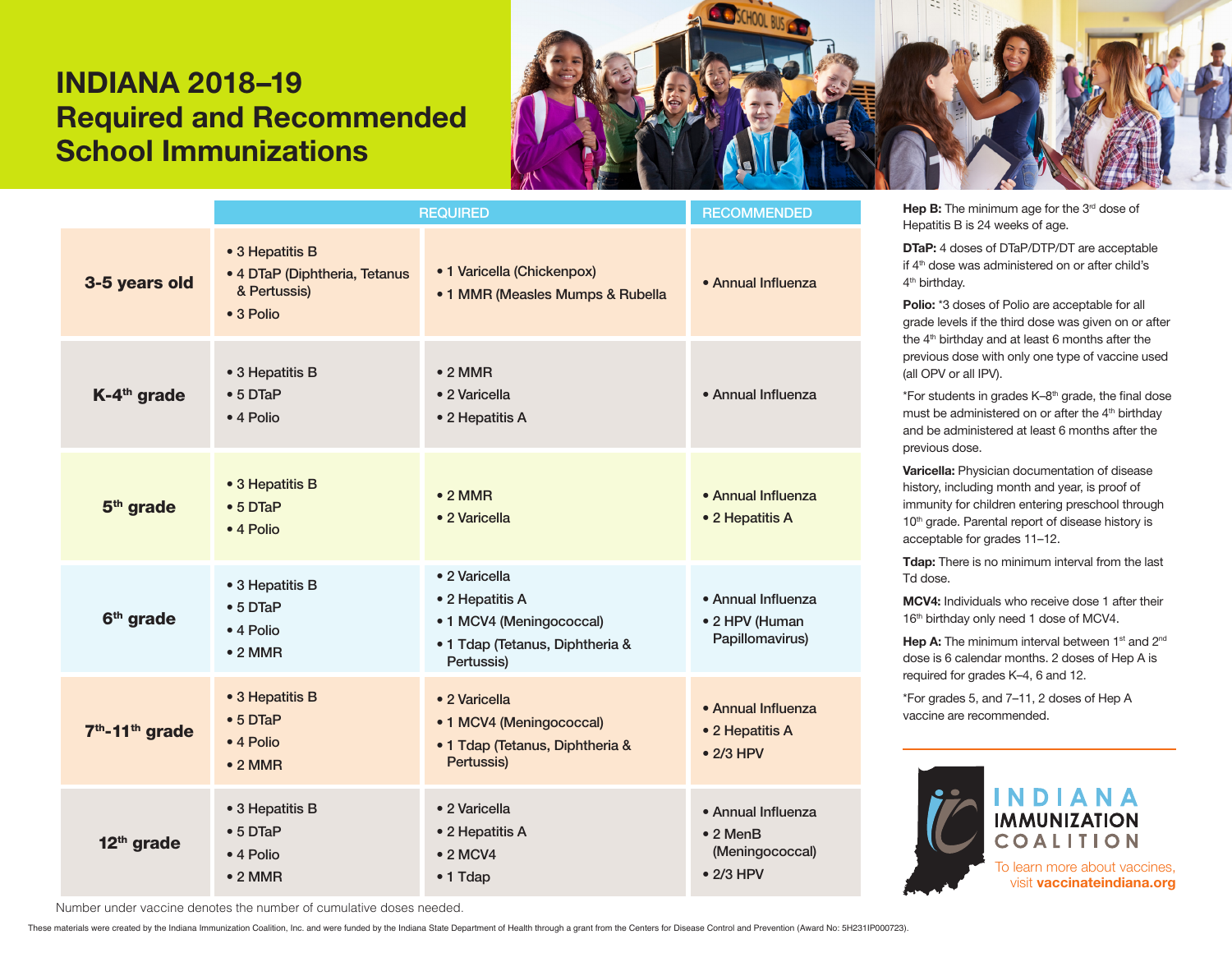# INDIANA 2018–19 Required and Recommended School Immunizations

| | REQUIRED | | RECOMMENDED |
|---|---|---|---|
| **3-5 years old** | • 3 Hepatitis B<br>• 4 DTaP (Diphtheria, Tetanus & Pertussis)<br>• 3 Polio | • 1 Varicella (Chickenpox)<br>• 1 MMR (Measles Mumps & Rubella | • Annual Influenza |
| **K-4th grade** | • 3 Hepatitis B<br>• 5 DTaP<br>• 4 Polio | • 2 MMR<br>• 2 Varicella<br>• 2 Hepatitis A | • Annual Influenza |
| **5th grade** | • 3 Hepatitis B<br>• 5 DTaP<br>• 4 Polio | • 2 MMR<br>• 2 Varicella | • Annual Influenza<br>• 2 Hepatitis A |
| **6th grade** | • 3 Hepatitis B<br>• 5 DTaP<br>• 4 Polio<br>• 2 MMR | • 2 Varicella<br>• 2 Hepatitis A<br>• 1 MCV4 (Meningococcal)<br>• 1 Tdap (Tetanus, Diphtheria & Pertussis) | • Annual Influenza<br>• 2 HPV (Human Papillomavirus) |
| **7th-11th grade** | • 3 Hepatitis B<br>• 5 DTaP<br>• 4 Polio<br>• 2 MMR | • 2 Varicella<br>• 1 MCV4 (Meningococcal)<br>• 1 Tdap (Tetanus, Diphtheria & Pertussis) | • Annual Influenza<br>• 2 Hepatitis A<br>• 2/3 HPV |
| **12th grade** | • 3 Hepatitis B<br>• 5 DTaP<br>• 4 Polio<br>• 2 MMR | • 2 Varicella<br>• 2 Hepatitis A<br>• 2 MCV4<br>• 1 Tdap | • Annual Influenza<br>• 2 MenB (Meningococcal)<br>• 2/3 HPV |

Number under vaccine denotes the number of cumulative doses needed.

**Hep B:** The minimum age for the 3rd dose of Hepatitis B is 24 weeks of age.

**DTaP:** 4 doses of DTaP/DTP/DT are acceptable if 4th dose was administered on or after child's 4th birthday.

**Polio:** *3 doses of Polio are acceptable for all grade levels if the third dose was given on or after the 4th birthday and at least 6 months after the previous dose with only one type of vaccine used (all OPV or all IPV).

*For students in grades K–8th grade, the final dose must be administered on or after the 4th birthday and be administered at least 6 months after the previous dose.

**Varicella:** Physician documentation of disease history, including month and year, is proof of immunity for children entering preschool through 10th grade. Parental report of disease history is acceptable for grades 11–12.

**Tdap:** There is no minimum interval from the last Td dose.

**MCV4:** Individuals who receive dose 1 after their 16th birthday only need 1 dose of MCV4.

**Hep A:** The minimum interval between 1st and 2nd dose is 6 calendar months. 2 doses of Hep A is required for grades K–4, 6 and 12.

*For grades 5, and 7–11, 2 doses of Hep A vaccine are recommended.

INDIANA IMMUNIZATION COALITION

To learn more about vaccines, visit **vaccinateindiana.org**

These materials were created by the Indiana Immunization Coalition, Inc. and were funded by the Indiana State Department of Health through a grant from the Centers for Disease Control and Prevention (Award No: 5H231IP000723).